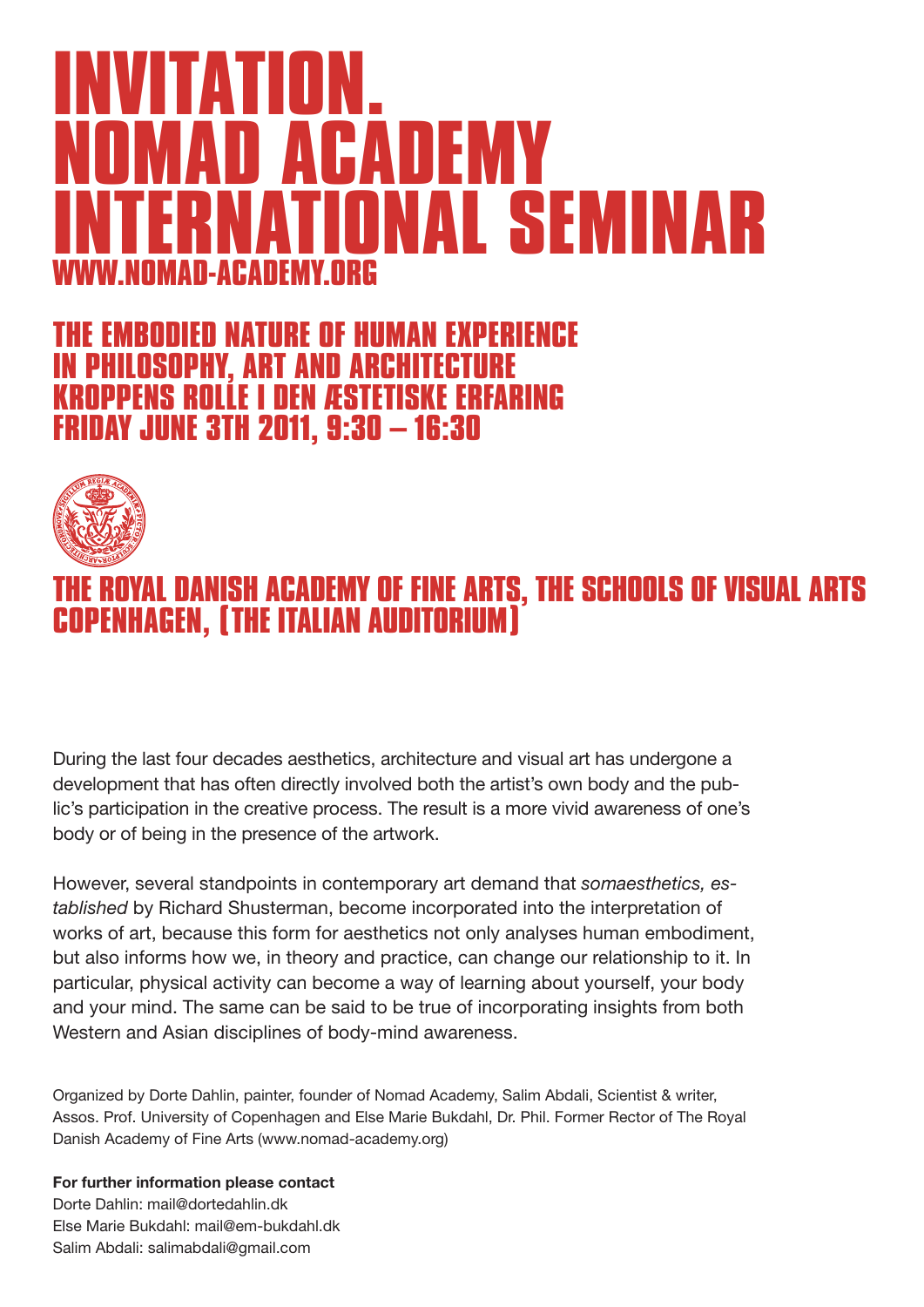# INVITATION. NOMAD ACADEMY INTERNATIONAL SEMINAR

WWW.NOMAD-ACADEMY.ORG

## THE EMBODIED NATURE OF HUMAN EXPERIENCE IN PHILOSOPHY, ART AND ARCHITECTURE
## KROPPENS ROLLE I DEN ÆSTETISKE ERFARING
## FRIDAY JUNE 3TH 2011, 9:30 – 16:30

## THE ROYAL DANISH ACADEMY OF FINE ARTS, THE SCHOOLS OF VISUAL ARTS COPENHAGEN, (THE ITALIAN AUDITORIUM)

During the last four decades aesthetics, architecture and visual art has undergone a development that has often directly involved both the artist's own body and the public's participation in the creative process. The result is a more vivid awareness of one's body or of being in the presence of the artwork.

However, several standpoints in contemporary art demand that *somaesthetics, established* by Richard Shusterman, become incorporated into the interpretation of works of art, because this form for aesthetics not only analyses human embodiment, but also informs how we, in theory and practice, can change our relationship to it. In particular, physical activity can become a way of learning about yourself, your body and your mind. The same can be said to be true of incorporating insights from both Western and Asian disciplines of body-mind awareness.

Organized by Dorte Dahlin, painter, founder of Nomad Academy, Salim Abdali, Scientist & writer, Assos. Prof. University of Copenhagen and Else Marie Bukdahl, Dr. Phil. Former Rector of The Royal Danish Academy of Fine Arts (www.nomad-academy.org)

**For further information please contact**
Dorte Dahlin: mail@dortedahlin.dk
Else Marie Bukdahl: mail@em-bukdahl.dk
Salim Abdali: salimabdali@gmail.com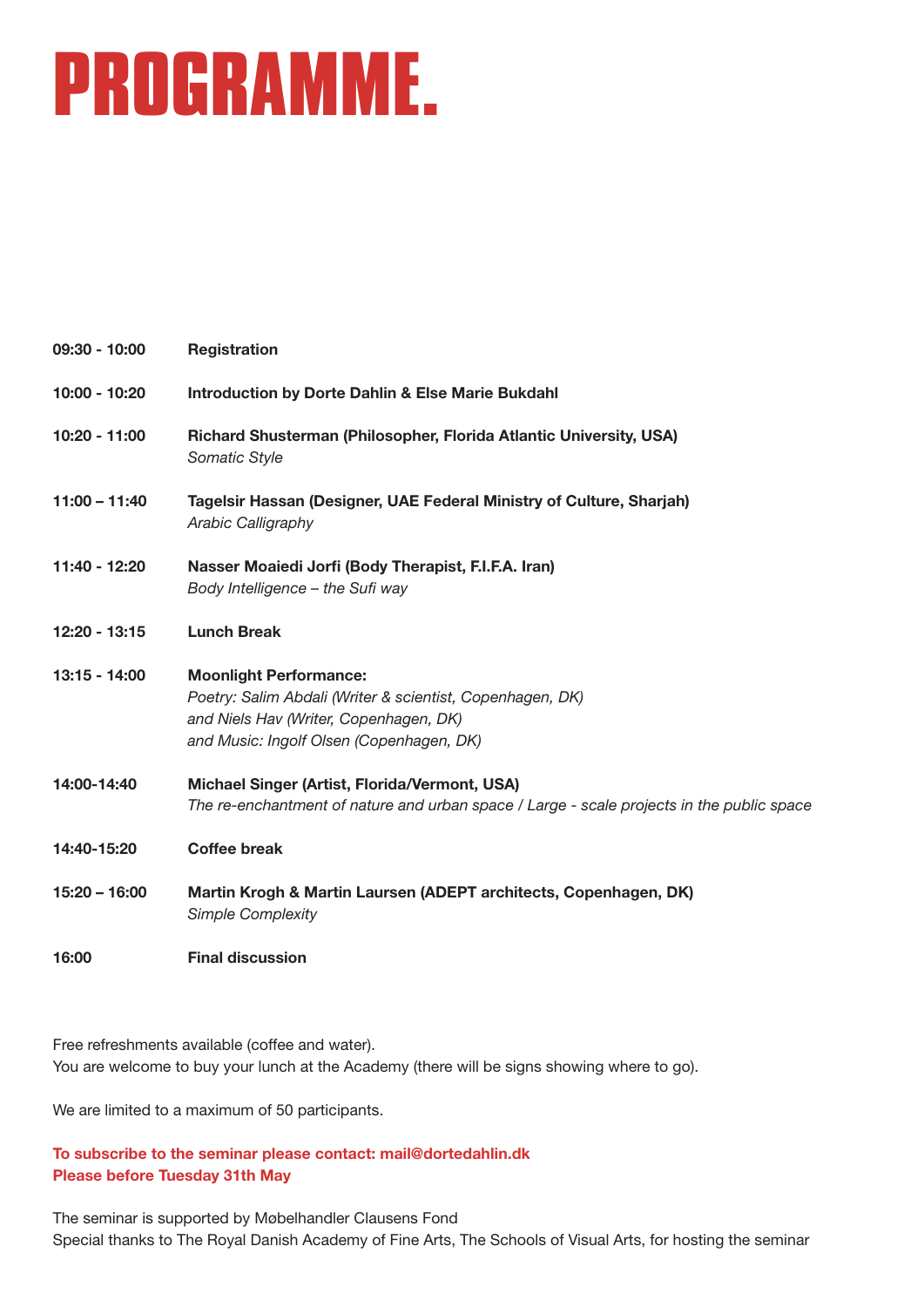# PROGRAMME.

| | |
|---|---|
| **09:30 - 10:00** | **Registration** |
| **10:00 - 10:20** | **Introduction by Dorte Dahlin & Else Marie Bukdahl** |
| **10:20 - 11:00** | **Richard Shusterman (Philosopher, Florida Atlantic University, USA)** *Somatic Style* |
| **11:00 – 11:40** | **Tagelsir Hassan (Designer, UAE Federal Ministry of Culture, Sharjah)** *Arabic Calligraphy* |
| **11:40 - 12:20** | **Nasser Moaiedi Jorfi (Body Therapist, F.I.F.A. Iran)** *Body Intelligence – the Sufi way* |
| **12:20 - 13:15** | **Lunch Break** |
| **13:15 - 14:00** | **Moonlight Performance:** *Poetry: Salim Abdali (Writer & scientist, Copenhagen, DK) and Niels Hav (Writer, Copenhagen, DK) and Music: Ingolf Olsen (Copenhagen, DK)* |
| **14:00-14:40** | **Michael Singer (Artist, Florida/Vermont, USA)** *The re-enchantment of nature and urban space / Large - scale projects in the public space* |
| **14:40-15:20** | **Coffee break** |
| **15:20 – 16:00** | **Martin Krogh & Martin Laursen (ADEPT architects, Copenhagen, DK)** *Simple Complexity* |
| **16:00** | **Final discussion** |

Free refreshments available (coffee and water).
You are welcome to buy your lunch at the Academy (there will be signs showing where to go).

We are limited to a maximum of 50 participants.

**To subscribe to the seminar please contact: mail@dortedahlin.dk**
**Please before Tuesday 31th May**

The seminar is supported by Møbelhandler Clausens Fond
Special thanks to The Royal Danish Academy of Fine Arts, The Schools of Visual Arts, for hosting the seminar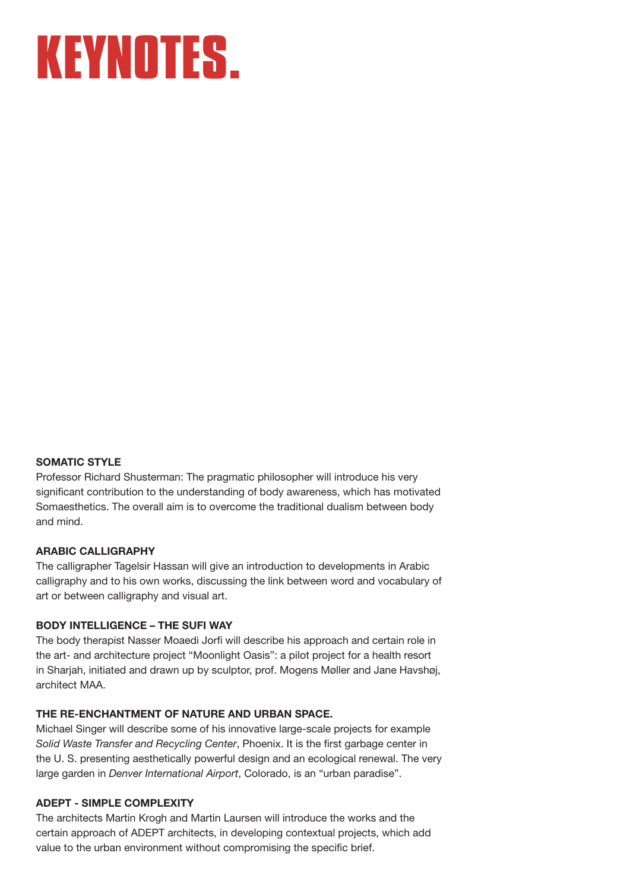# KEYNOTES.

### SOMATIC STYLE

Professor Richard Shusterman: The pragmatic philosopher will introduce his very significant contribution to the understanding of body awareness, which has motivated Somaesthetics. The overall aim is to overcome the traditional dualism between body and mind.

### ARABIC CALLIGRAPHY

The calligrapher Tagelsir Hassan will give an introduction to developments in Arabic calligraphy and to his own works, discussing the link between word and vocabulary of art or between calligraphy and visual art.

### BODY INTELLIGENCE – THE SUFI WAY

The body therapist Nasser Moaedi Jorfi will describe his approach and certain role in the art- and architecture project "Moonlight Oasis": a pilot project for a health resort in Sharjah, initiated and drawn up by sculptor, prof. Mogens Møller and Jane Havshøj, architect MAA.

### THE RE-ENCHANTMENT OF NATURE AND URBAN SPACE.

Michael Singer will describe some of his innovative large-scale projects for example *Solid Waste Transfer and Recycling Center*, Phoenix. It is the first garbage center in the U. S. presenting aesthetically powerful design and an ecological renewal. The very large garden in *Denver International Airport*, Colorado, is an "urban paradise".

### ADEPT - SIMPLE COMPLEXITY

The architects Martin Krogh and Martin Laursen will introduce the works and the certain approach of ADEPT architects, in developing contextual projects, which add value to the urban environment without compromising the specific brief.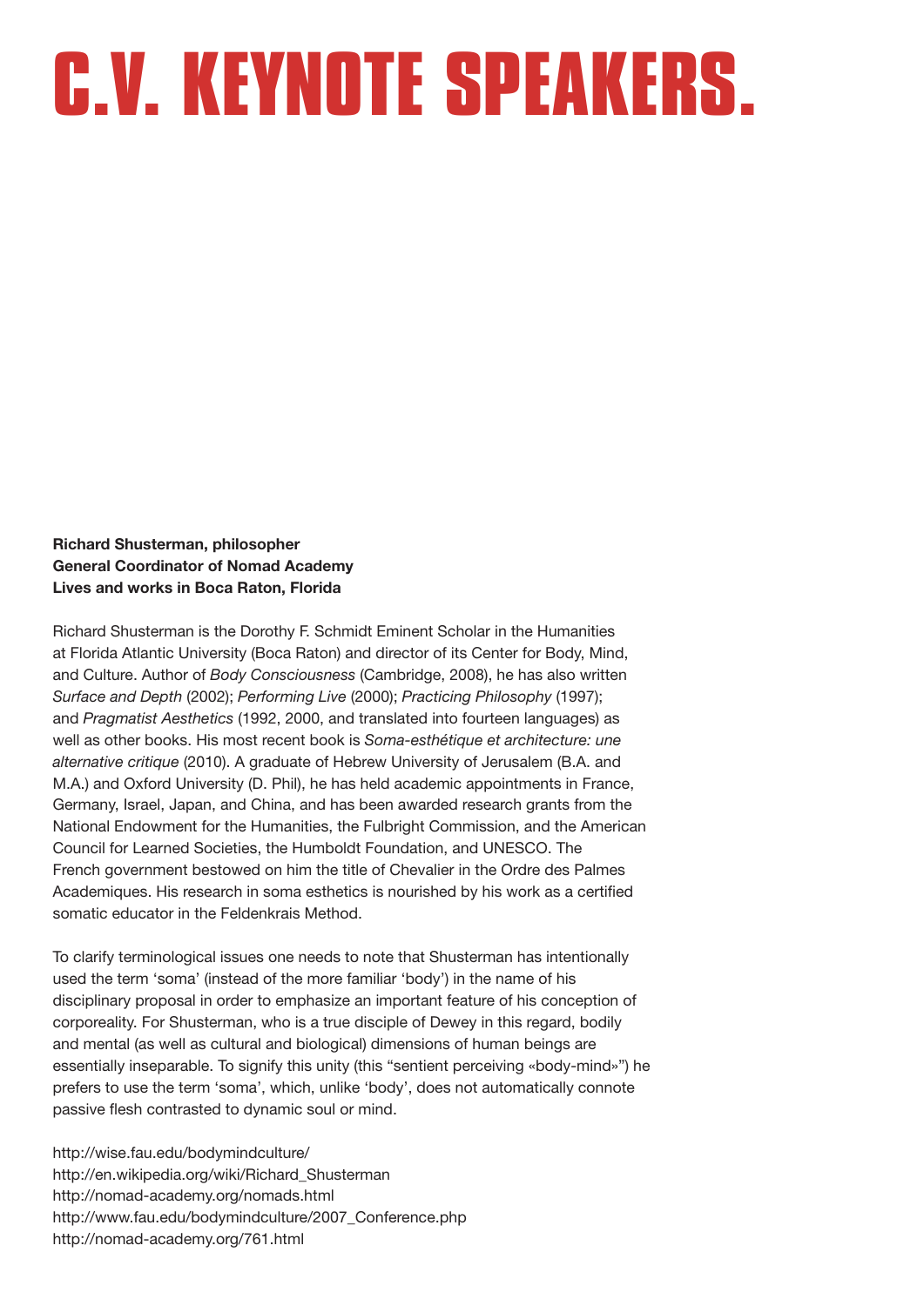# C.V. KEYNOTE SPEAKERS.

**Richard Shusterman, philosopher**
**General Coordinator of Nomad Academy**
**Lives and works in Boca Raton, Florida**

Richard Shusterman is the Dorothy F. Schmidt Eminent Scholar in the Humanities at Florida Atlantic University (Boca Raton) and director of its Center for Body, Mind, and Culture. Author of *Body Consciousness* (Cambridge, 2008), he has also written *Surface and Depth* (2002); *Performing Live* (2000); *Practicing Philosophy* (1997); and *Pragmatist Aesthetics* (1992, 2000, and translated into fourteen languages) as well as other books. His most recent book is *Soma-esthétique et architecture: une alternative critique* (2010). A graduate of Hebrew University of Jerusalem (B.A. and M.A.) and Oxford University (D. Phil), he has held academic appointments in France, Germany, Israel, Japan, and China, and has been awarded research grants from the National Endowment for the Humanities, the Fulbright Commission, and the American Council for Learned Societies, the Humboldt Foundation, and UNESCO. The French government bestowed on him the title of Chevalier in the Ordre des Palmes Academiques. His research in soma esthetics is nourished by his work as a certified somatic educator in the Feldenkrais Method.

To clarify terminological issues one needs to note that Shusterman has intentionally used the term 'soma' (instead of the more familiar 'body') in the name of his disciplinary proposal in order to emphasize an important feature of his conception of corporeality. For Shusterman, who is a true disciple of Dewey in this regard, bodily and mental (as well as cultural and biological) dimensions of human beings are essentially inseparable. To signify this unity (this "sentient perceiving «body-mind»") he prefers to use the term 'soma', which, unlike 'body', does not automatically connote passive flesh contrasted to dynamic soul or mind.

http://wise.fau.edu/bodymindculture/
http://en.wikipedia.org/wiki/Richard_Shusterman
http://nomad-academy.org/nomads.html
http://www.fau.edu/bodymindculture/2007_Conference.php
http://nomad-academy.org/761.html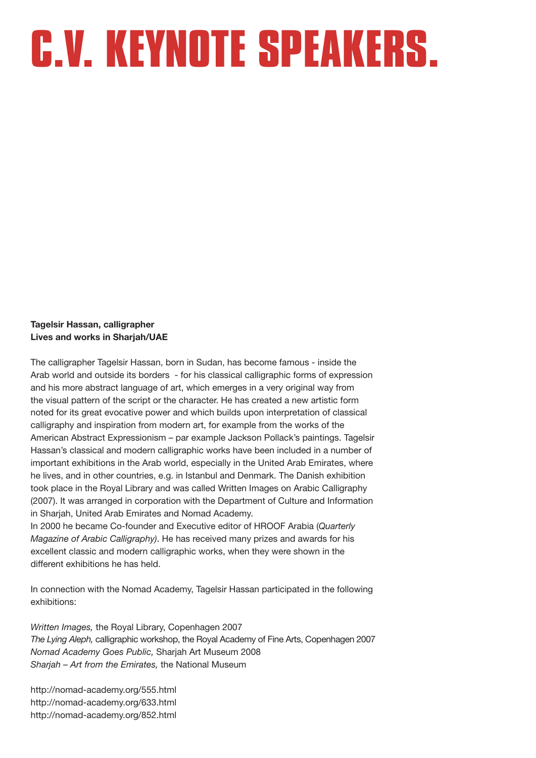# C.V. KEYNOTE SPEAKERS.

**Tagelsir Hassan, calligrapher**
**Lives and works in Sharjah/UAE**

The calligrapher Tagelsir Hassan, born in Sudan, has become famous - inside the Arab world and outside its borders - for his classical calligraphic forms of expression and his more abstract language of art, which emerges in a very original way from the visual pattern of the script or the character. He has created a new artistic form noted for its great evocative power and which builds upon interpretation of classical calligraphy and inspiration from modern art, for example from the works of the American Abstract Expressionism – par example Jackson Pollack's paintings. Tagelsir Hassan's classical and modern calligraphic works have been included in a number of important exhibitions in the Arab world, especially in the United Arab Emirates, where he lives, and in other countries, e.g. in Istanbul and Denmark. The Danish exhibition took place in the Royal Library and was called Written Images on Arabic Calligraphy (2007). It was arranged in corporation with the Department of Culture and Information in Sharjah, United Arab Emirates and Nomad Academy.
In 2000 he became Co-founder and Executive editor of HROOF Arabia (*Quarterly Magazine of Arabic Calligraphy)*. He has received many prizes and awards for his excellent classic and modern calligraphic works, when they were shown in the different exhibitions he has held.

In connection with the Nomad Academy, Tagelsir Hassan participated in the following exhibitions:

*Written Images,* the Royal Library, Copenhagen 2007
*The Lying Aleph,* calligraphic workshop, the Royal Academy of Fine Arts, Copenhagen 2007
*Nomad Academy Goes Public,* Sharjah Art Museum 2008
*Sharjah – Art from the Emirates,* the National Museum

http://nomad-academy.org/555.html
http://nomad-academy.org/633.html
http://nomad-academy.org/852.html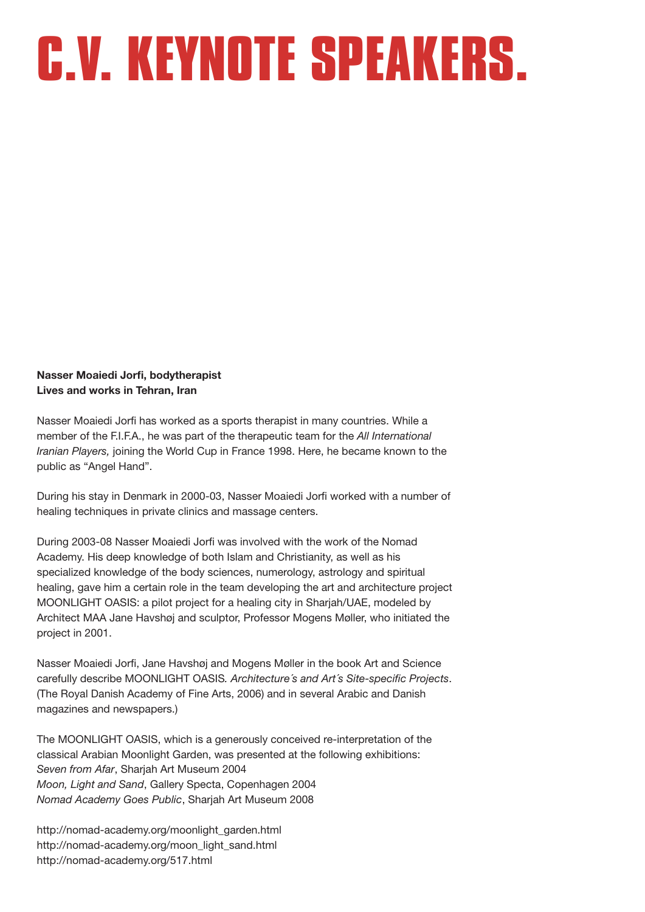# C.V. KEYNOTE SPEAKERS.

**Nasser Moaiedi Jorfi, bodytherapist**
**Lives and works in Tehran, Iran**

Nasser Moaiedi Jorfi has worked as a sports therapist in many countries. While a member of the F.I.F.A., he was part of the therapeutic team for the *All International Iranian Players,* joining the World Cup in France 1998. Here, he became known to the public as "Angel Hand".

During his stay in Denmark in 2000-03, Nasser Moaiedi Jorfi worked with a number of healing techniques in private clinics and massage centers.

During 2003-08 Nasser Moaiedi Jorfi was involved with the work of the Nomad Academy. His deep knowledge of both Islam and Christianity, as well as his specialized knowledge of the body sciences, numerology, astrology and spiritual healing, gave him a certain role in the team developing the art and architecture project MOONLIGHT OASIS: a pilot project for a healing city in Sharjah/UAE, modeled by Architect MAA Jane Havshøj and sculptor, Professor Mogens Møller, who initiated the project in 2001.

Nasser Moaiedi Jorfi, Jane Havshøj and Mogens Møller in the book Art and Science carefully describe MOONLIGHT OASIS*. Architecture´s and Art´s Site-specific Projects*. (The Royal Danish Academy of Fine Arts, 2006) and in several Arabic and Danish magazines and newspapers.)

The MOONLIGHT OASIS, which is a generously conceived re-interpretation of the classical Arabian Moonlight Garden, was presented at the following exhibitions:
*Seven from Afar*, Sharjah Art Museum 2004
*Moon, Light and Sand*, Gallery Specta, Copenhagen 2004
*Nomad Academy Goes Public*, Sharjah Art Museum 2008

http://nomad-academy.org/moonlight_garden.html
http://nomad-academy.org/moon_light_sand.html
http://nomad-academy.org/517.html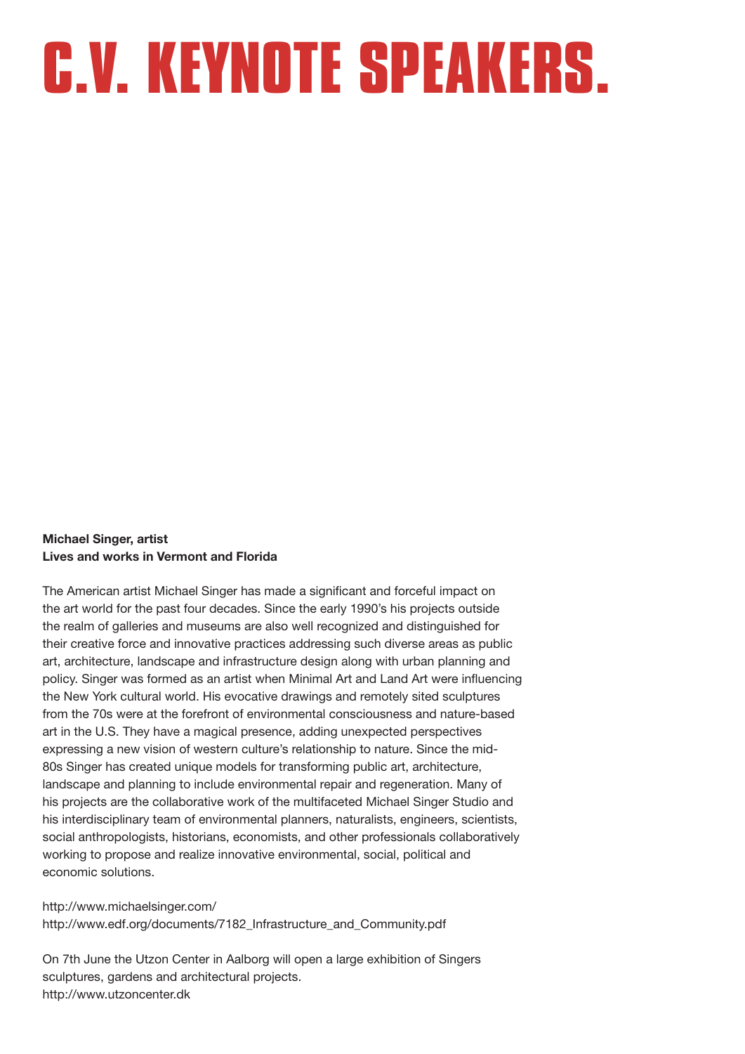# C.V. KEYNOTE SPEAKERS.

**Michael Singer, artist**
**Lives and works in Vermont and Florida**

The American artist Michael Singer has made a significant and forceful impact on the art world for the past four decades. Since the early 1990's his projects outside the realm of galleries and museums are also well recognized and distinguished for their creative force and innovative practices addressing such diverse areas as public art, architecture, landscape and infrastructure design along with urban planning and policy. Singer was formed as an artist when Minimal Art and Land Art were influencing the New York cultural world. His evocative drawings and remotely sited sculptures from the 70s were at the forefront of environmental consciousness and nature-based art in the U.S. They have a magical presence, adding unexpected perspectives expressing a new vision of western culture's relationship to nature. Since the mid-80s Singer has created unique models for transforming public art, architecture, landscape and planning to include environmental repair and regeneration. Many of his projects are the collaborative work of the multifaceted Michael Singer Studio and his interdisciplinary team of environmental planners, naturalists, engineers, scientists, social anthropologists, historians, economists, and other professionals collaboratively working to propose and realize innovative environmental, social, political and economic solutions.

http://www.michaelsinger.com/
http://www.edf.org/documents/7182_Infrastructure_and_Community.pdf

On 7th June the Utzon Center in Aalborg will open a large exhibition of Singers sculptures, gardens and architectural projects.
http://www.utzoncenter.dk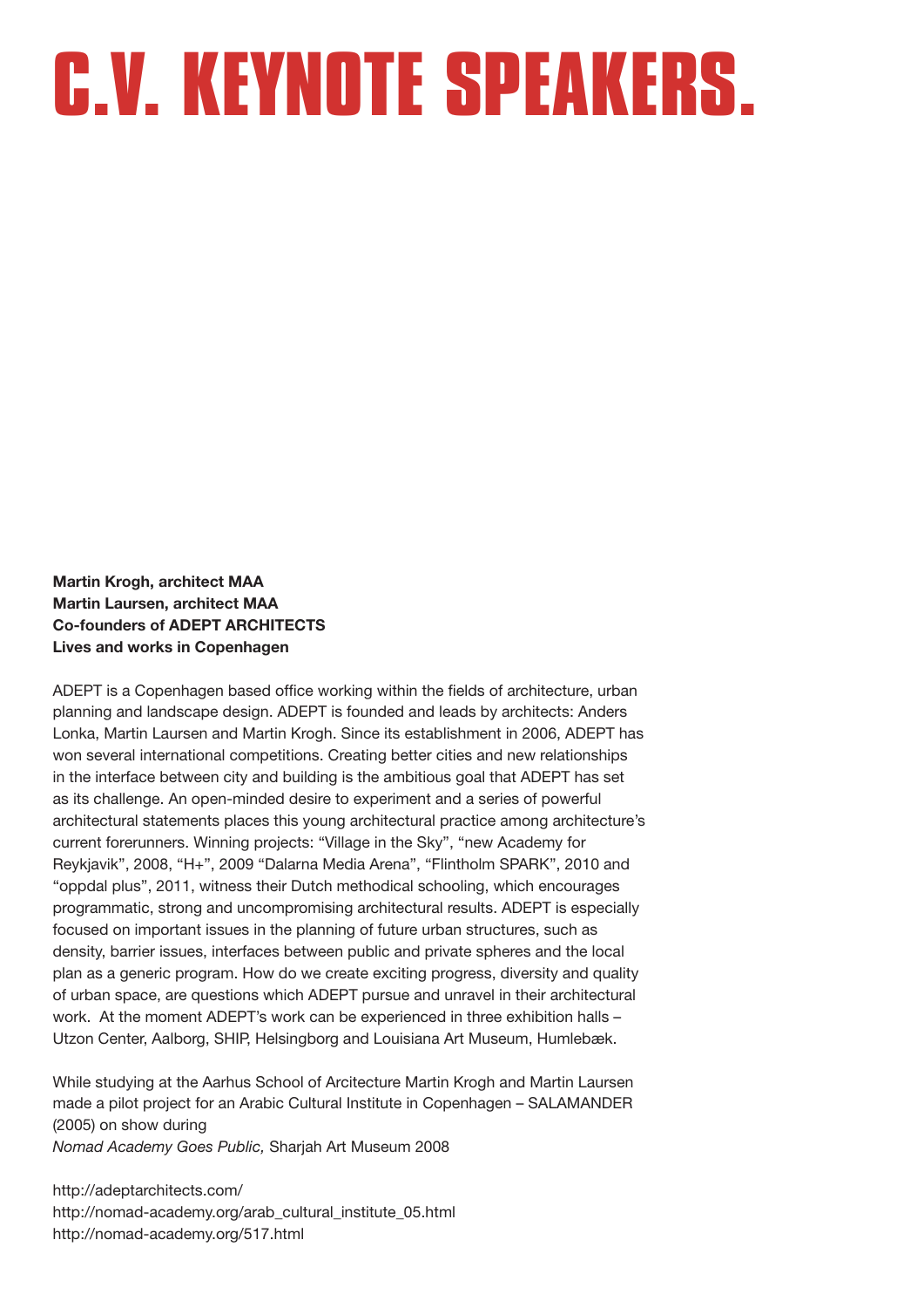# C.V. KEYNOTE SPEAKERS.

**Martin Krogh, architect MAA**
**Martin Laursen, architect MAA**
**Co-founders of ADEPT ARCHITECTS**
**Lives and works in Copenhagen**

ADEPT is a Copenhagen based office working within the fields of architecture, urban planning and landscape design. ADEPT is founded and leads by architects: Anders Lonka, Martin Laursen and Martin Krogh. Since its establishment in 2006, ADEPT has won several international competitions. Creating better cities and new relationships in the interface between city and building is the ambitious goal that ADEPT has set as its challenge. An open-minded desire to experiment and a series of powerful architectural statements places this young architectural practice among architecture's current forerunners. Winning projects: "Village in the Sky", "new Academy for Reykjavik", 2008, "H+", 2009 "Dalarna Media Arena", "Flintholm SPARK", 2010 and "oppdal plus", 2011, witness their Dutch methodical schooling, which encourages programmatic, strong and uncompromising architectural results. ADEPT is especially focused on important issues in the planning of future urban structures, such as density, barrier issues, interfaces between public and private spheres and the local plan as a generic program. How do we create exciting progress, diversity and quality of urban space, are questions which ADEPT pursue and unravel in their architectural work. At the moment ADEPT's work can be experienced in three exhibition halls – Utzon Center, Aalborg, SHIP, Helsingborg and Louisiana Art Museum, Humlebæk.

While studying at the Aarhus School of Arcitecture Martin Krogh and Martin Laursen made a pilot project for an Arabic Cultural Institute in Copenhagen – SALAMANDER (2005) on show during
*Nomad Academy Goes Public,* Sharjah Art Museum 2008

http://adeptarchitects.com/
http://nomad-academy.org/arab_cultural_institute_05.html
http://nomad-academy.org/517.html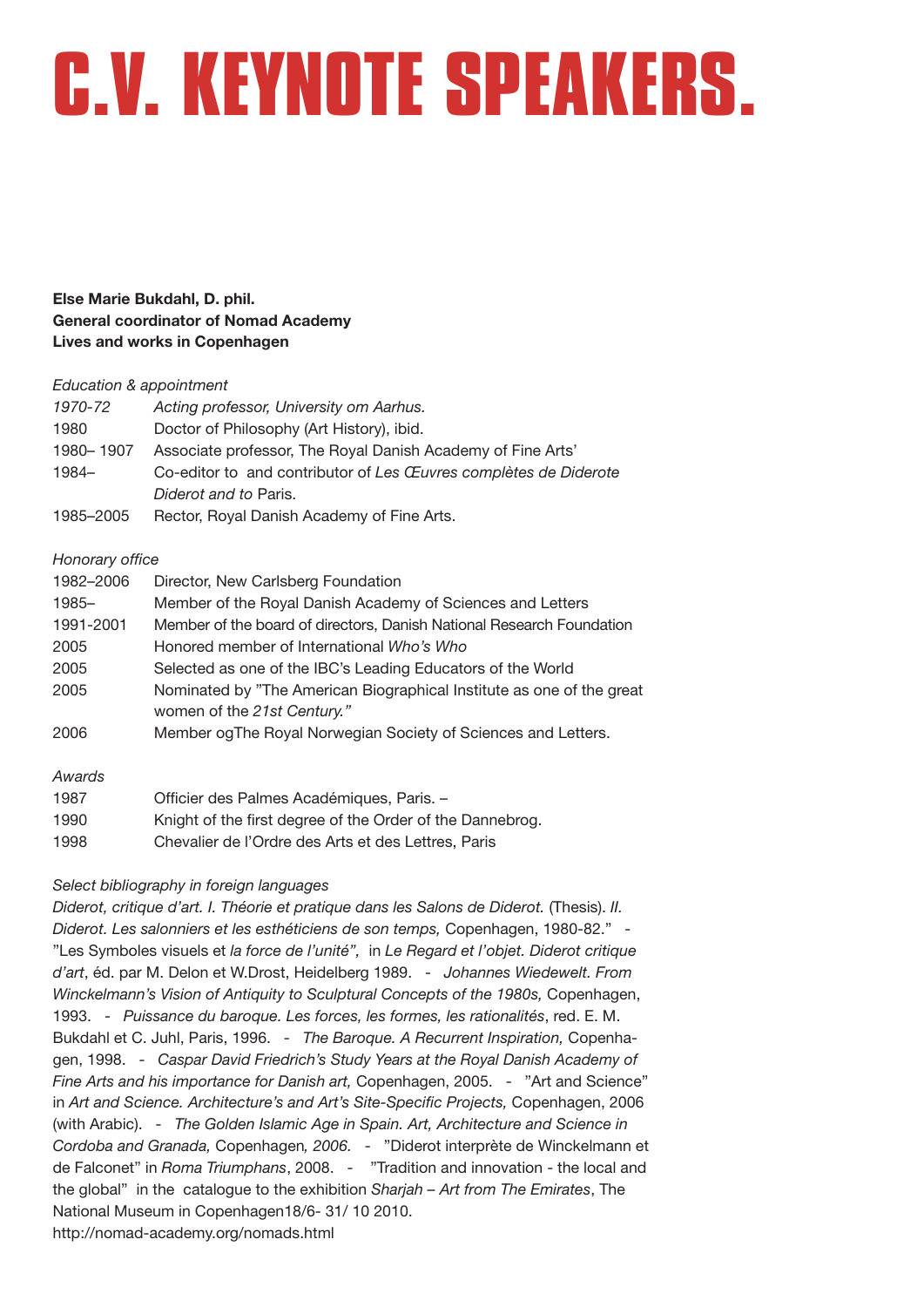# C.V. KEYNOTE SPEAKERS.

**Else Marie Bukdahl, D. phil.**
**General coordinator of Nomad Academy**
**Lives and works in Copenhagen**

*Education & appointment*

| | |
|---|---|
| *1970-72* | *Acting professor, University om Aarhus.* |
| 1980 | Doctor of Philosophy (Art History), ibid. |
| 1980– 1907 | Associate professor, The Royal Danish Academy of Fine Arts' |
| 1984– | Co-editor to and contributor of *Les Œuvres complètes de Diderote Diderot and to* Paris. |
| 1985–2005 | Rector, Royal Danish Academy of Fine Arts. |

*Honorary office*

| | |
|---|---|
| 1982–2006 | Director, New Carlsberg Foundation |
| 1985– | Member of the Royal Danish Academy of Sciences and Letters |
| 1991-2001 | Member of the board of directors, Danish National Research Foundation |
| 2005 | Honored member of International *Who's Who* |
| 2005 | Selected as one of the IBC's Leading Educators of the World |
| 2005 | Nominated by "The American Biographical Institute as one of the great women of the *21st Century."* |
| 2006 | Member ogThe Royal Norwegian Society of Sciences and Letters. |

*Awards*

| | |
|---|---|
| 1987 | Officier des Palmes Académiques, Paris. – |
| 1990 | Knight of the first degree of the Order of the Dannebrog. |
| 1998 | Chevalier de l'Ordre des Arts et des Lettres, Paris |

*Select bibliography in foreign languages*

*Diderot, critique d'art. I. Théorie et pratique dans les Salons de Diderot.* (Thesis). *II. Diderot. Les salonniers et les esthéticiens de son temps,* Copenhagen, 1980-82." - "Les Symboles visuels et *la force de l'unité",* in *Le Regard et l'objet. Diderot critique d'art*, éd. par M. Delon et W.Drost, Heidelberg 1989. - *Johannes Wiedewelt. From Winckelmann's Vision of Antiquity to Sculptural Concepts of the 1980s,* Copenhagen, 1993. - *Puissance du baroque. Les forces, les formes, les rationalités*, red. E. M. Bukdahl et C. Juhl, Paris, 1996. - *The Baroque. A Recurrent Inspiration,* Copenhagen, 1998. - *Caspar David Friedrich's Study Years at the Royal Danish Academy of Fine Arts and his importance for Danish art,* Copenhagen, 2005. - "Art and Science" in *Art and Science. Architecture's and Art's Site-Specific Projects,* Copenhagen, 2006 (with Arabic). - *The Golden Islamic Age in Spain. Art, Architecture and Science in Cordoba and Granada,* Copenhagen*, 2006.* - "Diderot interprète de Winckelmann et de Falconet" in *Roma Triumphans*, 2008. - "Tradition and innovation - the local and the global" in the catalogue to the exhibition *Sharjah – Art from The Emirates*, The National Museum in Copenhagen18/6- 31/ 10 2010.
http://nomad-academy.org/nomads.html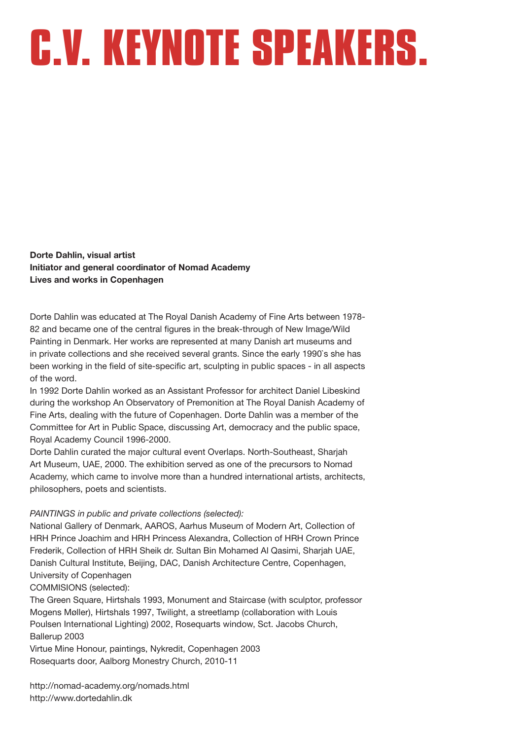# C.V. KEYNOTE SPEAKERS.

**Dorte Dahlin, visual artist**
**Initiator and general coordinator of Nomad Academy**
**Lives and works in Copenhagen**

Dorte Dahlin was educated at The Royal Danish Academy of Fine Arts between 1978-82 and became one of the central figures in the break-through of New Image/Wild Painting in Denmark. Her works are represented at many Danish art museums and in private collections and she received several grants. Since the early 1990`s she has been working in the field of site-specific art, sculpting in public spaces - in all aspects of the word.

In 1992 Dorte Dahlin worked as an Assistant Professor for architect Daniel Libeskind during the workshop An Observatory of Premonition at The Royal Danish Academy of Fine Arts, dealing with the future of Copenhagen. Dorte Dahlin was a member of the Committee for Art in Public Space, discussing Art, democracy and the public space, Royal Academy Council 1996-2000.

Dorte Dahlin curated the major cultural event Overlaps. North-Southeast, Sharjah Art Museum, UAE, 2000. The exhibition served as one of the precursors to Nomad Academy, which came to involve more than a hundred international artists, architects, philosophers, poets and scientists.

*PAINTINGS in public and private collections (selected):*

National Gallery of Denmark, AAROS, Aarhus Museum of Modern Art, Collection of HRH Prince Joachim and HRH Princess Alexandra, Collection of HRH Crown Prince Frederik, Collection of HRH Sheik dr. Sultan Bin Mohamed Al Qasimi, Sharjah UAE, Danish Cultural Institute, Beijing, DAC, Danish Architecture Centre, Copenhagen, University of Copenhagen

COMMISIONS (selected):

The Green Square, Hirtshals 1993, Monument and Staircase (with sculptor, professor Mogens Møller), Hirtshals 1997, Twilight, a streetlamp (collaboration with Louis Poulsen International Lighting) 2002, Rosequarts window, Sct. Jacobs Church, Ballerup 2003

Virtue Mine Honour, paintings, Nykredit, Copenhagen 2003

Rosequarts door, Aalborg Monestry Church, 2010-11

http://nomad-academy.org/nomads.html
http://www.dortedahlin.dk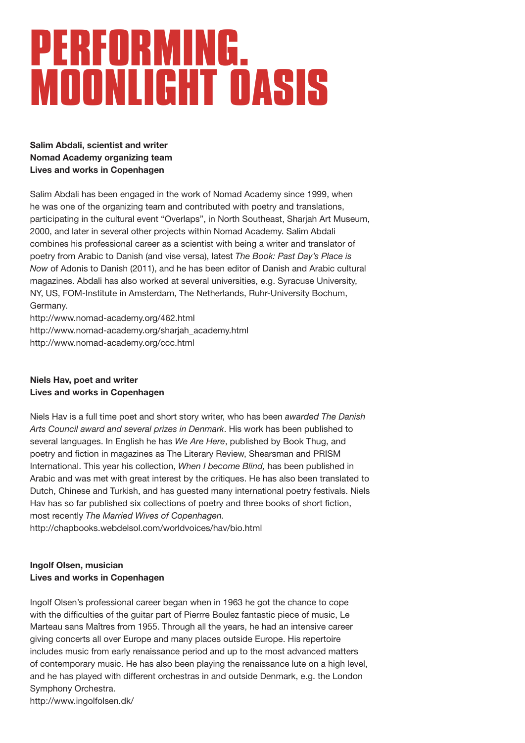# PERFORMING. MOONLIGHT OASIS

**Salim Abdali, scientist and writer**
**Nomad Academy organizing team**
**Lives and works in Copenhagen**

Salim Abdali has been engaged in the work of Nomad Academy since 1999, when he was one of the organizing team and contributed with poetry and translations, participating in the cultural event "Overlaps", in North Southeast, Sharjah Art Museum, 2000, and later in several other projects within Nomad Academy. Salim Abdali combines his professional career as a scientist with being a writer and translator of poetry from Arabic to Danish (and vise versa), latest *The Book: Past Day's Place is Now* of Adonis to Danish (2011), and he has been editor of Danish and Arabic cultural magazines. Abdali has also worked at several universities, e.g. Syracuse University, NY, US, FOM-Institute in Amsterdam, The Netherlands, Ruhr-University Bochum, Germany.
http://www.nomad-academy.org/462.html
http://www.nomad-academy.org/sharjah_academy.html
http://www.nomad-academy.org/ccc.html

**Niels Hav, poet and writer**
**Lives and works in Copenhagen**

Niels Hav is a full time poet and short story writer, who has been *awarded The Danish Arts Council award and several prizes in Denmark*. His work has been published to several languages. In English he has *We Are Here*, published by Book Thug, and poetry and fiction in magazines as The Literary Review, Shearsman and PRISM International. This year his collection, *When I become Blind,* has been published in Arabic and was met with great interest by the critiques. He has also been translated to Dutch, Chinese and Turkish, and has guested many international poetry festivals. Niels Hav has so far published six collections of poetry and three books of short fiction, most recently *The Married Wives of Copenhagen.*
http://chapbooks.webdelsol.com/worldvoices/hav/bio.html

**Ingolf Olsen, musician**
**Lives and works in Copenhagen**

Ingolf Olsen's professional career began when in 1963 he got the chance to cope with the difficulties of the guitar part of Pierrre Boulez fantastic piece of music, Le Marteau sans Maîtres from 1955. Through all the years, he had an intensive career giving concerts all over Europe and many places outside Europe. His repertoire includes music from early renaissance period and up to the most advanced matters of contemporary music. He has also been playing the renaissance lute on a high level, and he has played with different orchestras in and outside Denmark, e.g. the London Symphony Orchestra.
http://www.ingolfolsen.dk/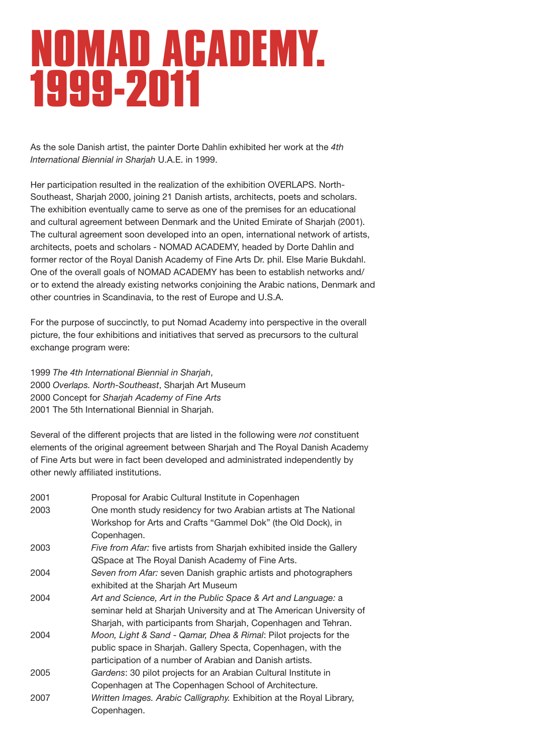# NOMAD ACADEMY. 1999-2011

As the sole Danish artist, the painter Dorte Dahlin exhibited her work at the *4th International Biennial in Sharjah* U.A.E. in 1999.

Her participation resulted in the realization of the exhibition OVERLAPS. North-Southeast, Sharjah 2000, joining 21 Danish artists, architects, poets and scholars. The exhibition eventually came to serve as one of the premises for an educational and cultural agreement between Denmark and the United Emirate of Sharjah (2001). The cultural agreement soon developed into an open, international network of artists, architects, poets and scholars - NOMAD ACADEMY, headed by Dorte Dahlin and former rector of the Royal Danish Academy of Fine Arts Dr. phil. Else Marie Bukdahl. One of the overall goals of NOMAD ACADEMY has been to establish networks and/or to extend the already existing networks conjoining the Arabic nations, Denmark and other countries in Scandinavia, to the rest of Europe and U.S.A.

For the purpose of succinctly, to put Nomad Academy into perspective in the overall picture, the four exhibitions and initiatives that served as precursors to the cultural exchange program were:

1999 *The 4th International Biennial in Sharjah*,
2000 *Overlaps. North-Southeast*, Sharjah Art Museum
2000 Concept for *Sharjah Academy of Fine Arts*
2001 The 5th International Biennial in Sharjah.

Several of the different projects that are listed in the following were *not* constituent elements of the original agreement between Sharjah and The Royal Danish Academy of Fine Arts but were in fact been developed and administrated independently by other newly affiliated institutions.

| | |
|---|---|
| 2001 | Proposal for Arabic Cultural Institute in Copenhagen |
| 2003 | One month study residency for two Arabian artists at The National Workshop for Arts and Crafts "Gammel Dok" (the Old Dock), in Copenhagen. |
| 2003 | *Five from Afar:* five artists from Sharjah exhibited inside the Gallery QSpace at The Royal Danish Academy of Fine Arts. |
| 2004 | *Seven from Afar:* seven Danish graphic artists and photographers exhibited at the Sharjah Art Museum |
| 2004 | *Art and Science, Art in the Public Space & Art and Language:* a seminar held at Sharjah University and at The American University of Sharjah, with participants from Sharjah, Copenhagen and Tehran. |
| 2004 | *Moon, Light & Sand - Qamar, Dhea & Rimal*: Pilot projects for the public space in Sharjah. Gallery Specta, Copenhagen, with the participation of a number of Arabian and Danish artists. |
| 2005 | *Gardens*: 30 pilot projects for an Arabian Cultural Institute in Copenhagen at The Copenhagen School of Architecture. |
| 2007 | *Written Images. Arabic Calligraphy.* Exhibition at the Royal Library, Copenhagen. |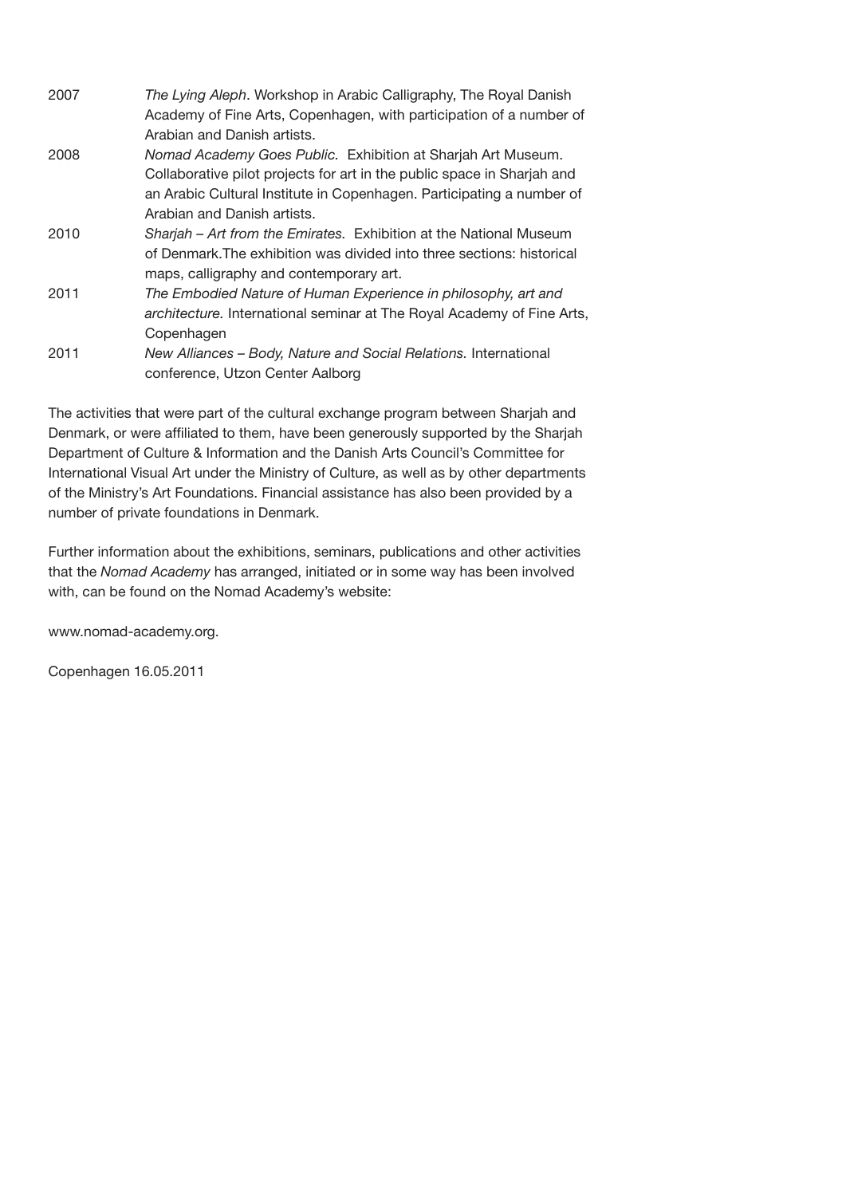| | |
|---|---|
| 2007 | *The Lying Aleph*. Workshop in Arabic Calligraphy, The Royal Danish Academy of Fine Arts, Copenhagen, with participation of a number of Arabian and Danish artists. |
| 2008 | *Nomad Academy Goes Public.* Exhibition at Sharjah Art Museum. Collaborative pilot projects for art in the public space in Sharjah and an Arabic Cultural Institute in Copenhagen. Participating a number of Arabian and Danish artists. |
| 2010 | *Sharjah – Art from the Emirates.* Exhibition at the National Museum of Denmark.The exhibition was divided into three sections: historical maps, calligraphy and contemporary art. |
| 2011 | *The Embodied Nature of Human Experience in philosophy, art and architecture.* International seminar at The Royal Academy of Fine Arts, Copenhagen |
| 2011 | *New Alliances – Body, Nature and Social Relations.* International conference, Utzon Center Aalborg |

The activities that were part of the cultural exchange program between Sharjah and Denmark, or were affiliated to them, have been generously supported by the Sharjah Department of Culture & Information and the Danish Arts Council's Committee for International Visual Art under the Ministry of Culture, as well as by other departments of the Ministry's Art Foundations. Financial assistance has also been provided by a number of private foundations in Denmark.

Further information about the exhibitions, seminars, publications and other activities that the *Nomad Academy* has arranged, initiated or in some way has been involved with, can be found on the Nomad Academy's website:

www.nomad-academy.org.

Copenhagen 16.05.2011